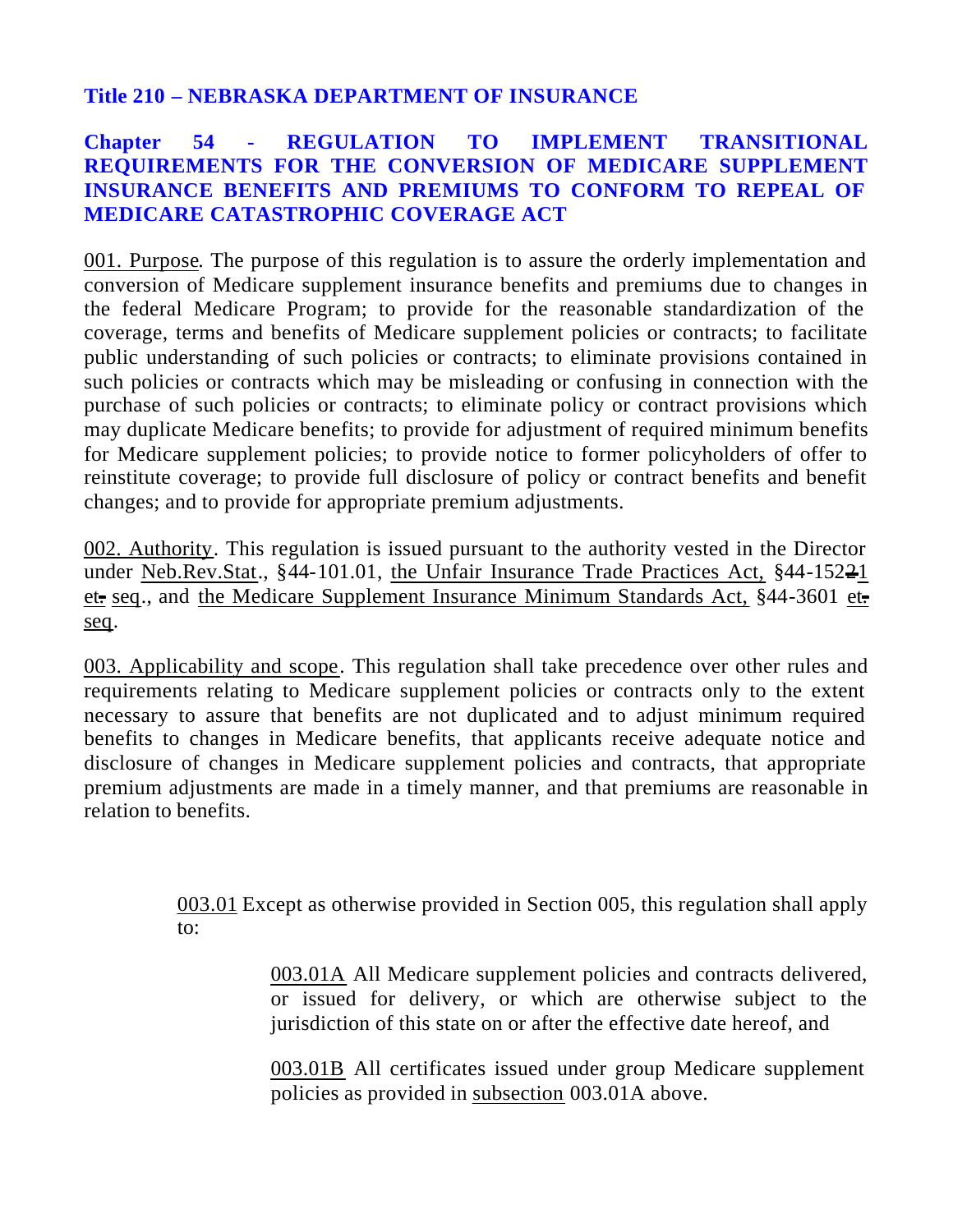# Title 210 – NEBRASKA DEPARTMENT OF INSURANCE

## Chapter 54 - REGULATION TO IMPLEMENT TRANSITIONAL REQUIREMENTS FOR THE CONVERSION OF MEDICARE SUPPLEMENT INSURANCE BENEFITS AND PREMIUMS TO CONFORM TO REPEAL OF MEDICARE CATASTROPHIC COVERAGE ACT

001. Purpose. The purpose of this regulation is to assure the orderly implementation and conversion of Medicare supplement insurance benefits and premiums due to changes in the federal Medicare Program; to provide for the reasonable standardization of the coverage, terms and benefits of Medicare supplement policies or contracts; to facilitate public understanding of such policies or contracts; to eliminate provisions contained in such policies or contracts which may be misleading or confusing in connection with the purchase of such policies or contracts; to eliminate policy or contract provisions which may duplicate Medicare benefits; to provide for adjustment of required minimum benefits for Medicare supplement policies; to provide notice to former policyholders of offer to reinstitute coverage; to provide full disclosure of policy or contract benefits and benefit changes; and to provide for appropriate premium adjustments.

002. Authority. This regulation is issued pursuant to the authority vested in the Director under Neb.Rev.Stat., §44-101.01, the Unfair Insurance Trade Practices Act, §44-152~~2~~1 et~~.~~ seq., and the Medicare Supplement Insurance Minimum Standards Act, §44-3601 et~~.~~ seq.

003. Applicability and scope. This regulation shall take precedence over other rules and requirements relating to Medicare supplement policies or contracts only to the extent necessary to assure that benefits are not duplicated and to adjust minimum required benefits to changes in Medicare benefits, that applicants receive adequate notice and disclosure of changes in Medicare supplement policies and contracts, that appropriate premium adjustments are made in a timely manner, and that premiums are reasonable in relation to benefits.

003.01 Except as otherwise provided in Section 005, this regulation shall apply to:

003.01A All Medicare supplement policies and contracts delivered, or issued for delivery, or which are otherwise subject to the jurisdiction of this state on or after the effective date hereof, and

003.01B All certificates issued under group Medicare supplement policies as provided in subsection 003.01A above.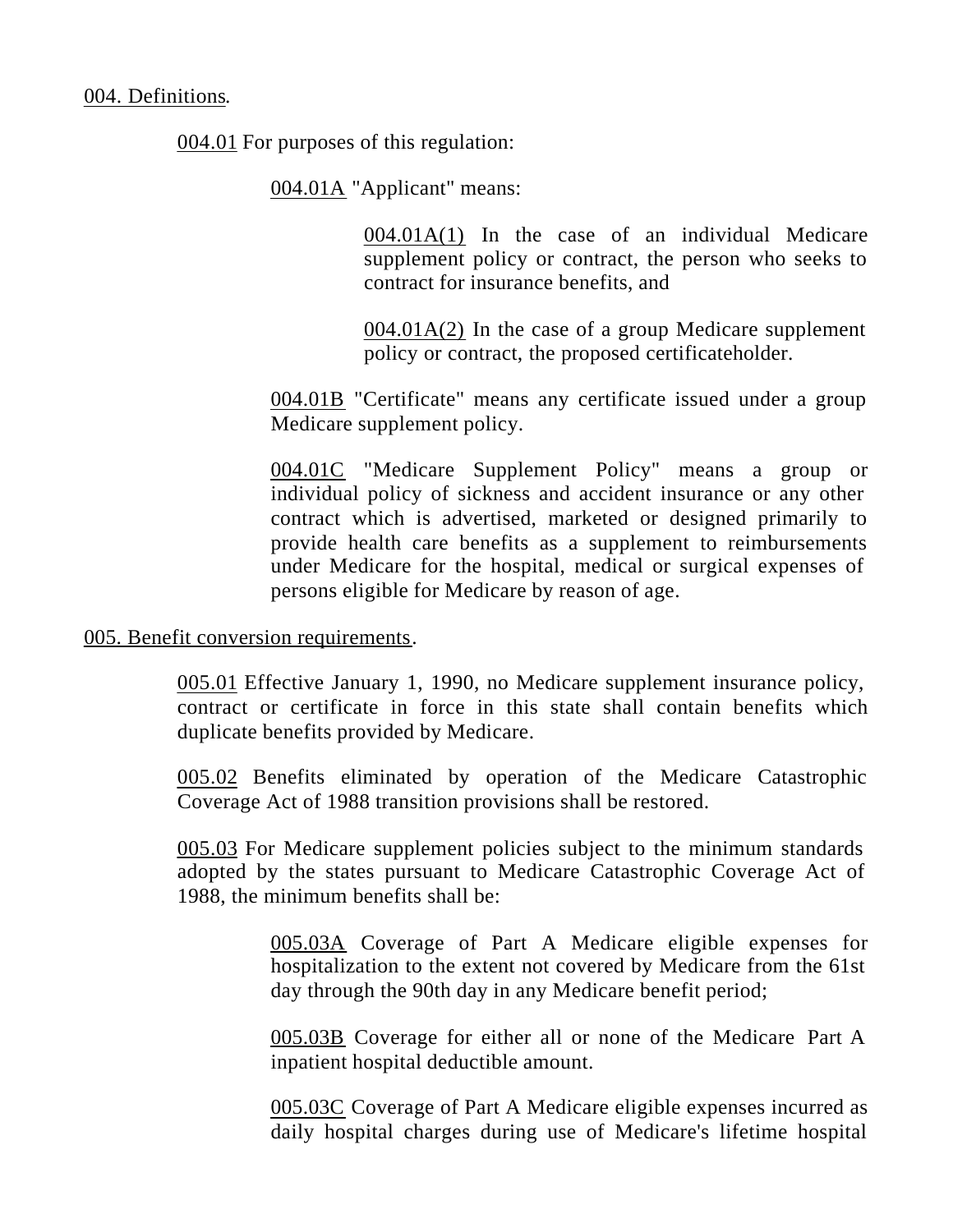004. Definitions.

004.01 For purposes of this regulation:

004.01A "Applicant" means:

004.01A(1) In the case of an individual Medicare supplement policy or contract, the person who seeks to contract for insurance benefits, and

004.01A(2) In the case of a group Medicare supplement policy or contract, the proposed certificateholder.

004.01B "Certificate" means any certificate issued under a group Medicare supplement policy.

004.01C "Medicare Supplement Policy" means a group or individual policy of sickness and accident insurance or any other contract which is advertised, marketed or designed primarily to provide health care benefits as a supplement to reimbursements under Medicare for the hospital, medical or surgical expenses of persons eligible for Medicare by reason of age.

005. Benefit conversion requirements.

005.01 Effective January 1, 1990, no Medicare supplement insurance policy, contract or certificate in force in this state shall contain benefits which duplicate benefits provided by Medicare.

005.02 Benefits eliminated by operation of the Medicare Catastrophic Coverage Act of 1988 transition provisions shall be restored.

005.03 For Medicare supplement policies subject to the minimum standards adopted by the states pursuant to Medicare Catastrophic Coverage Act of 1988, the minimum benefits shall be:

005.03A Coverage of Part A Medicare eligible expenses for hospitalization to the extent not covered by Medicare from the 61st day through the 90th day in any Medicare benefit period;

005.03B Coverage for either all or none of the Medicare Part A inpatient hospital deductible amount.

005.03C Coverage of Part A Medicare eligible expenses incurred as daily hospital charges during use of Medicare's lifetime hospital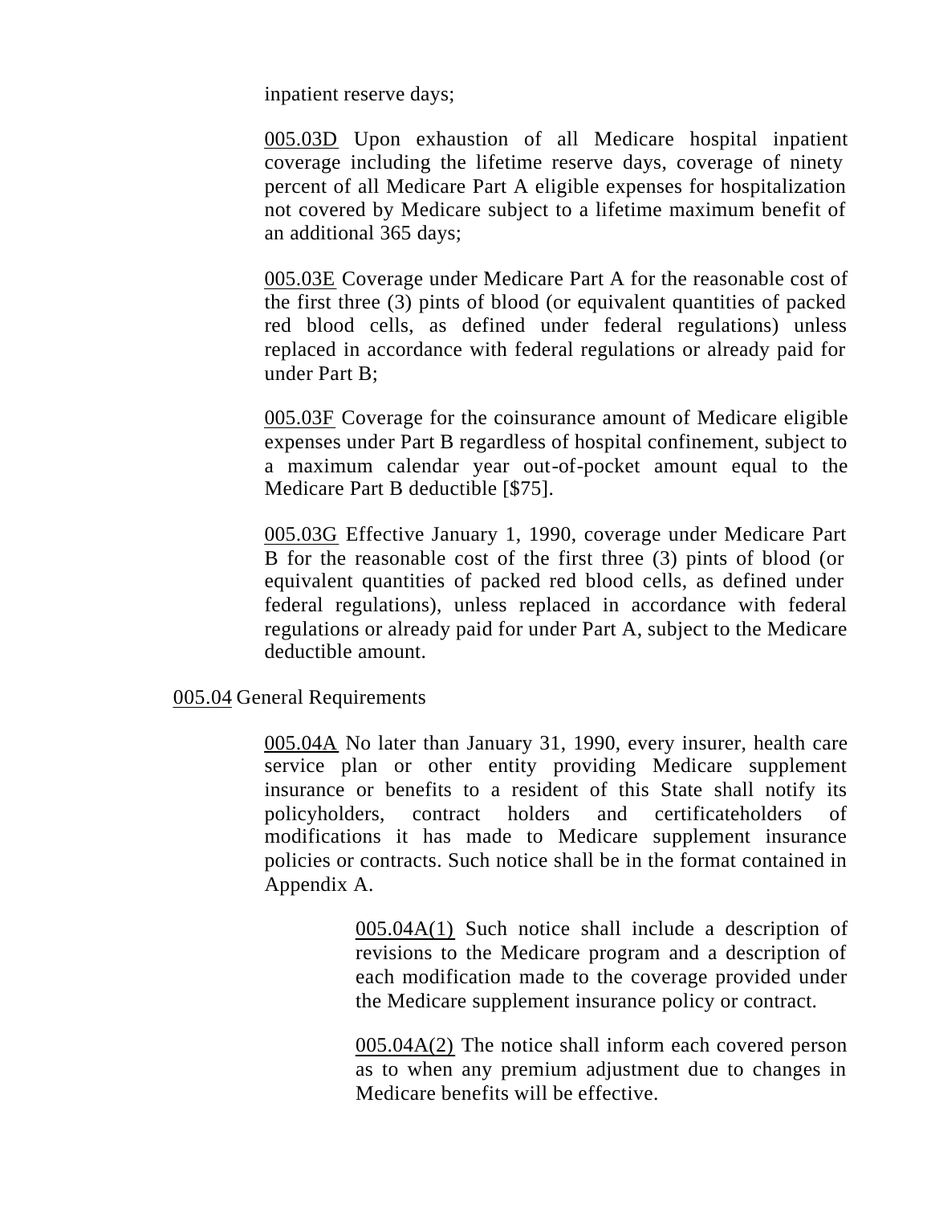inpatient reserve days;

005.03D Upon exhaustion of all Medicare hospital inpatient coverage including the lifetime reserve days, coverage of ninety percent of all Medicare Part A eligible expenses for hospitalization not covered by Medicare subject to a lifetime maximum benefit of an additional 365 days;

005.03E Coverage under Medicare Part A for the reasonable cost of the first three (3) pints of blood (or equivalent quantities of packed red blood cells, as defined under federal regulations) unless replaced in accordance with federal regulations or already paid for under Part B;

005.03F Coverage for the coinsurance amount of Medicare eligible expenses under Part B regardless of hospital confinement, subject to a maximum calendar year out-of-pocket amount equal to the Medicare Part B deductible [$75].

005.03G Effective January 1, 1990, coverage under Medicare Part B for the reasonable cost of the first three (3) pints of blood (or equivalent quantities of packed red blood cells, as defined under federal regulations), unless replaced in accordance with federal regulations or already paid for under Part A, subject to the Medicare deductible amount.

005.04 General Requirements

005.04A No later than January 31, 1990, every insurer, health care service plan or other entity providing Medicare supplement insurance or benefits to a resident of this State shall notify its policyholders, contract holders and certificateholders of modifications it has made to Medicare supplement insurance policies or contracts. Such notice shall be in the format contained in Appendix A.

005.04A(1) Such notice shall include a description of revisions to the Medicare program and a description of each modification made to the coverage provided under the Medicare supplement insurance policy or contract.

005.04A(2) The notice shall inform each covered person as to when any premium adjustment due to changes in Medicare benefits will be effective.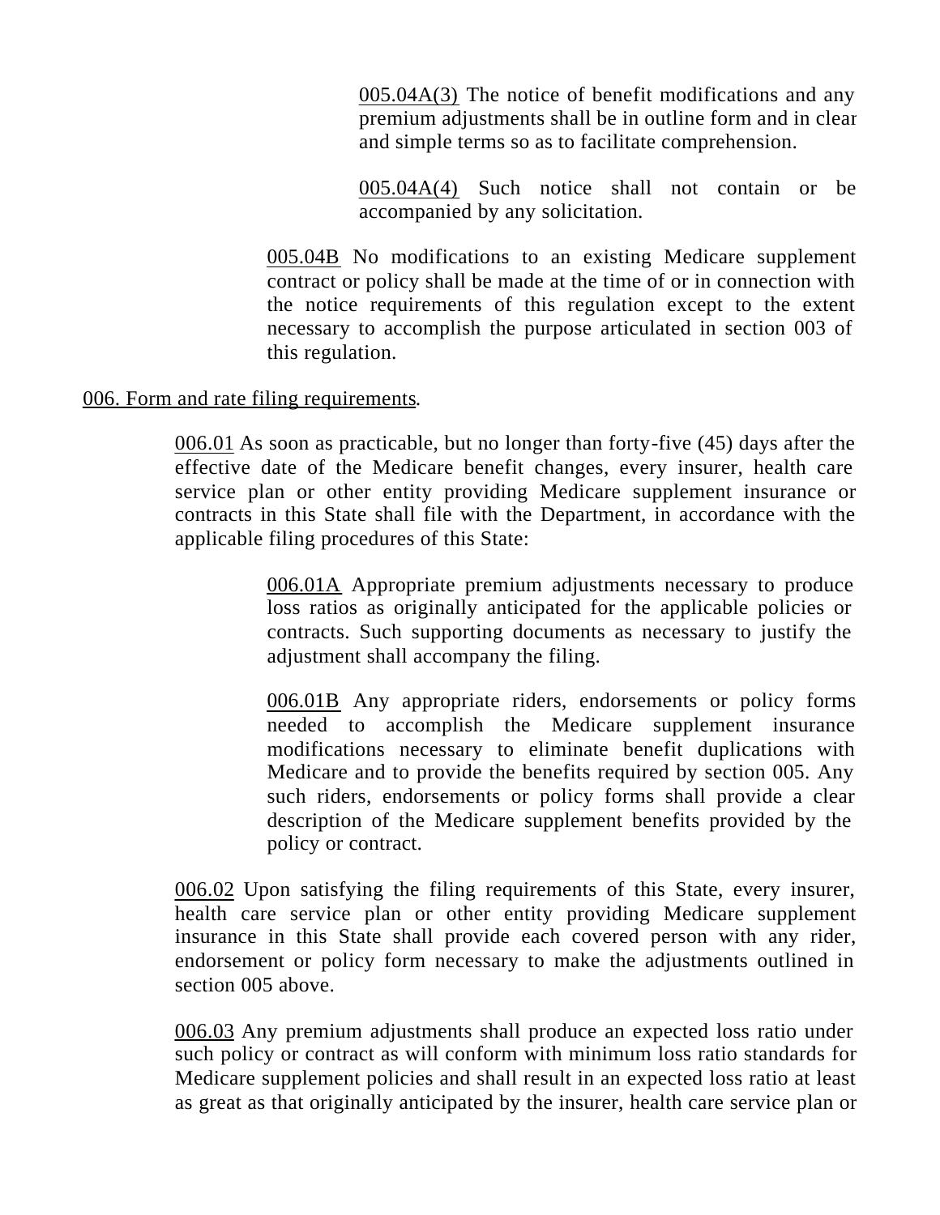005.04A(3) The notice of benefit modifications and any premium adjustments shall be in outline form and in clear and simple terms so as to facilitate comprehension.

005.04A(4) Such notice shall not contain or be accompanied by any solicitation.

005.04B No modifications to an existing Medicare supplement contract or policy shall be made at the time of or in connection with the notice requirements of this regulation except to the extent necessary to accomplish the purpose articulated in section 003 of this regulation.

006. Form and rate filing requirements.

006.01 As soon as practicable, but no longer than forty-five (45) days after the effective date of the Medicare benefit changes, every insurer, health care service plan or other entity providing Medicare supplement insurance or contracts in this State shall file with the Department, in accordance with the applicable filing procedures of this State:

006.01A Appropriate premium adjustments necessary to produce loss ratios as originally anticipated for the applicable policies or contracts. Such supporting documents as necessary to justify the adjustment shall accompany the filing.

006.01B Any appropriate riders, endorsements or policy forms needed to accomplish the Medicare supplement insurance modifications necessary to eliminate benefit duplications with Medicare and to provide the benefits required by section 005. Any such riders, endorsements or policy forms shall provide a clear description of the Medicare supplement benefits provided by the policy or contract.

006.02 Upon satisfying the filing requirements of this State, every insurer, health care service plan or other entity providing Medicare supplement insurance in this State shall provide each covered person with any rider, endorsement or policy form necessary to make the adjustments outlined in section 005 above.

006.03 Any premium adjustments shall produce an expected loss ratio under such policy or contract as will conform with minimum loss ratio standards for Medicare supplement policies and shall result in an expected loss ratio at least as great as that originally anticipated by the insurer, health care service plan or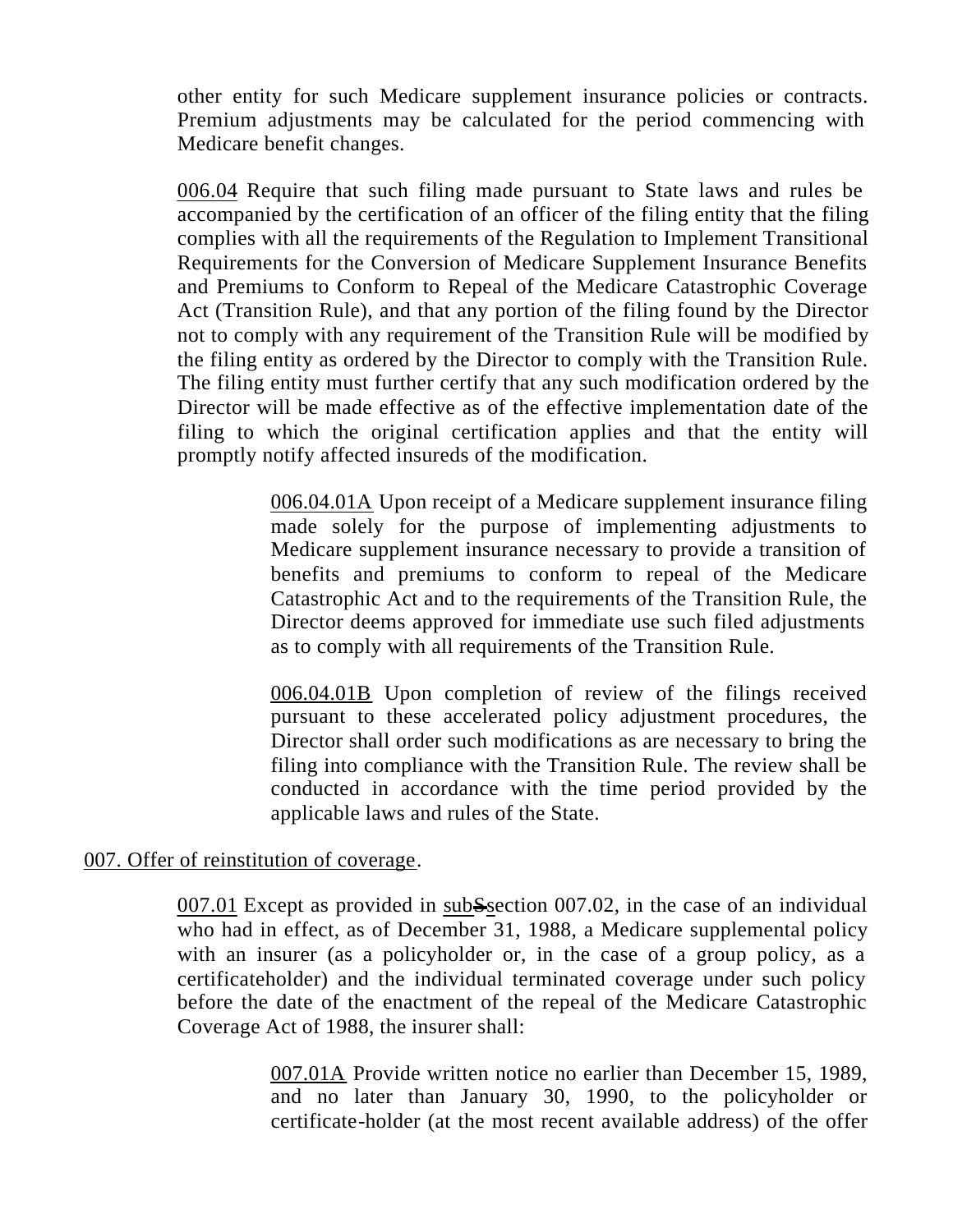other entity for such Medicare supplement insurance policies or contracts. Premium adjustments may be calculated for the period commencing with Medicare benefit changes.

006.04 Require that such filing made pursuant to State laws and rules be accompanied by the certification of an officer of the filing entity that the filing complies with all the requirements of the Regulation to Implement Transitional Requirements for the Conversion of Medicare Supplement Insurance Benefits and Premiums to Conform to Repeal of the Medicare Catastrophic Coverage Act (Transition Rule), and that any portion of the filing found by the Director not to comply with any requirement of the Transition Rule will be modified by the filing entity as ordered by the Director to comply with the Transition Rule. The filing entity must further certify that any such modification ordered by the Director will be made effective as of the effective implementation date of the filing to which the original certification applies and that the entity will promptly notify affected insureds of the modification.

006.04.01A Upon receipt of a Medicare supplement insurance filing made solely for the purpose of implementing adjustments to Medicare supplement insurance necessary to provide a transition of benefits and premiums to conform to repeal of the Medicare Catastrophic Act and to the requirements of the Transition Rule, the Director deems approved for immediate use such filed adjustments as to comply with all requirements of the Transition Rule.

006.04.01B Upon completion of review of the filings received pursuant to these accelerated policy adjustment procedures, the Director shall order such modifications as are necessary to bring the filing into compliance with the Transition Rule. The review shall be conducted in accordance with the time period provided by the applicable laws and rules of the State.

007. Offer of reinstitution of coverage.

007.01 Except as provided in sub~~S~~section 007.02, in the case of an individual who had in effect, as of December 31, 1988, a Medicare supplemental policy with an insurer (as a policyholder or, in the case of a group policy, as a certificateholder) and the individual terminated coverage under such policy before the date of the enactment of the repeal of the Medicare Catastrophic Coverage Act of 1988, the insurer shall:

007.01A Provide written notice no earlier than December 15, 1989, and no later than January 30, 1990, to the policyholder or certificate-holder (at the most recent available address) of the offer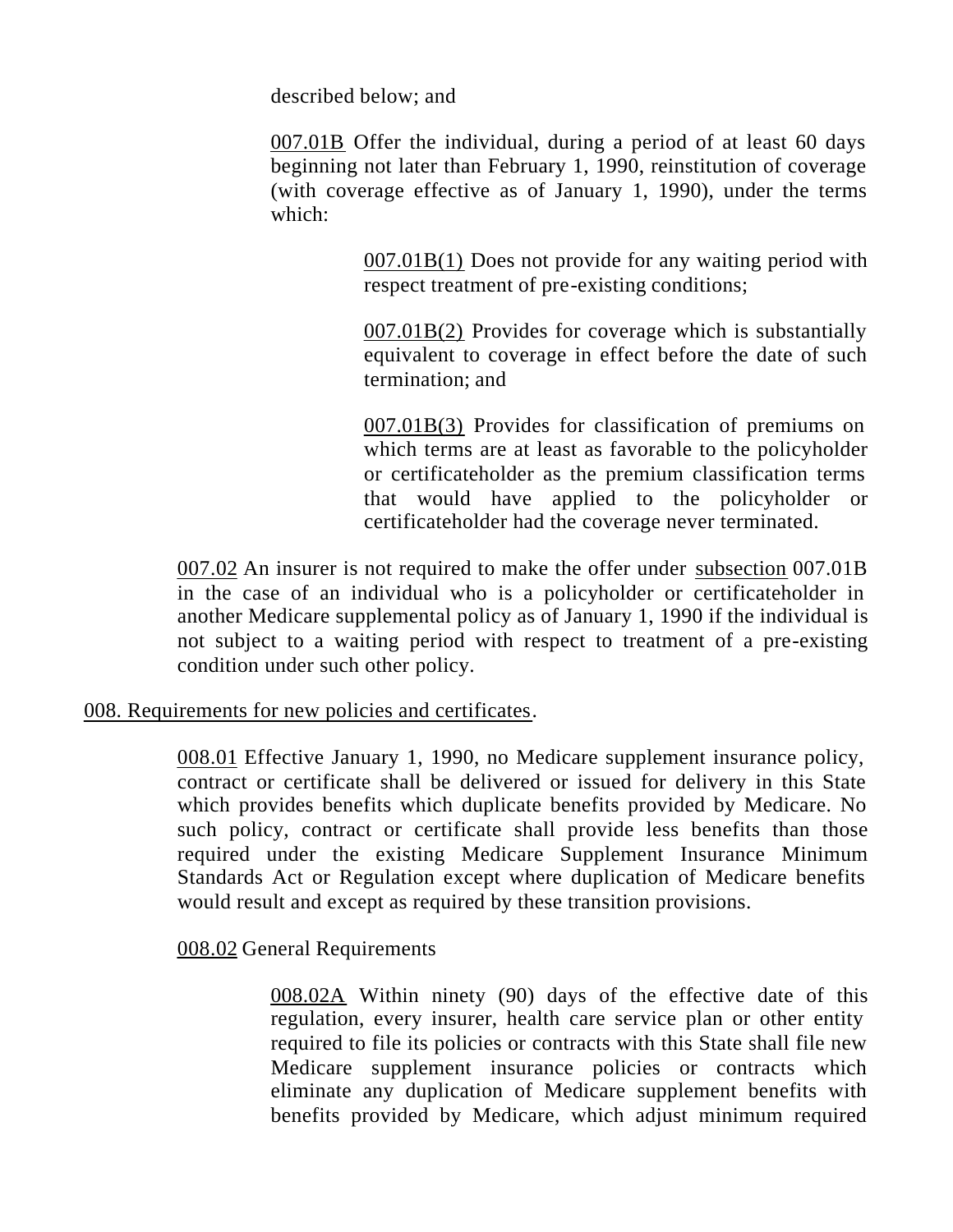described below; and

007.01B Offer the individual, during a period of at least 60 days beginning not later than February 1, 1990, reinstitution of coverage (with coverage effective as of January 1, 1990), under the terms which:

007.01B(1) Does not provide for any waiting period with respect treatment of pre-existing conditions;

007.01B(2) Provides for coverage which is substantially equivalent to coverage in effect before the date of such termination; and

007.01B(3) Provides for classification of premiums on which terms are at least as favorable to the policyholder or certificateholder as the premium classification terms that would have applied to the policyholder or certificateholder had the coverage never terminated.

007.02 An insurer is not required to make the offer under subsection 007.01B in the case of an individual who is a policyholder or certificateholder in another Medicare supplemental policy as of January 1, 1990 if the individual is not subject to a waiting period with respect to treatment of a pre-existing condition under such other policy.

## 008. Requirements for new policies and certificates.

008.01 Effective January 1, 1990, no Medicare supplement insurance policy, contract or certificate shall be delivered or issued for delivery in this State which provides benefits which duplicate benefits provided by Medicare. No such policy, contract or certificate shall provide less benefits than those required under the existing Medicare Supplement Insurance Minimum Standards Act or Regulation except where duplication of Medicare benefits would result and except as required by these transition provisions.

008.02 General Requirements

008.02A Within ninety (90) days of the effective date of this regulation, every insurer, health care service plan or other entity required to file its policies or contracts with this State shall file new Medicare supplement insurance policies or contracts which eliminate any duplication of Medicare supplement benefits with benefits provided by Medicare, which adjust minimum required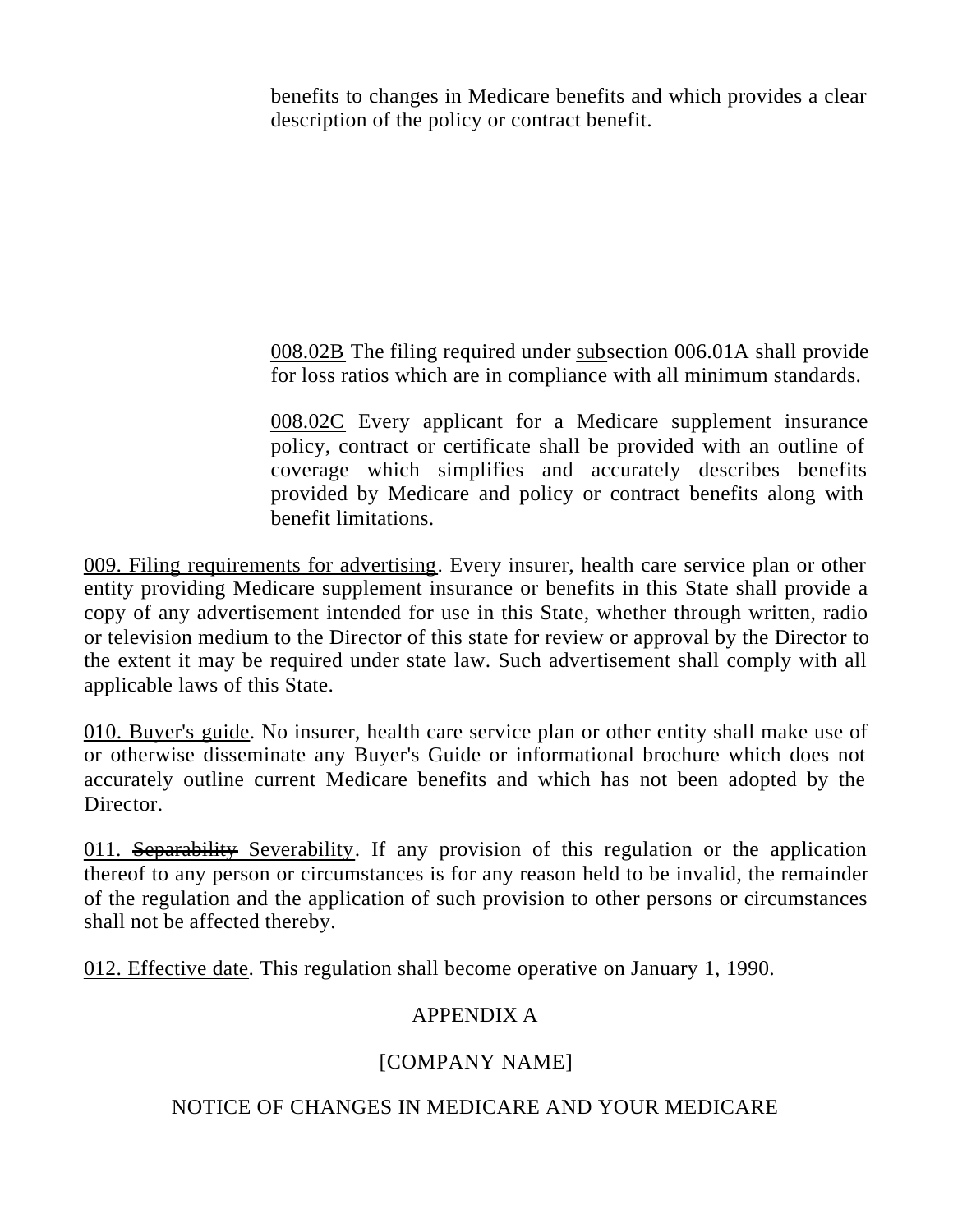benefits to changes in Medicare benefits and which provides a clear description of the policy or contract benefit.

008.02B The filing required under subsection 006.01A shall provide for loss ratios which are in compliance with all minimum standards.

008.02C Every applicant for a Medicare supplement insurance policy, contract or certificate shall be provided with an outline of coverage which simplifies and accurately describes benefits provided by Medicare and policy or contract benefits along with benefit limitations.

009. Filing requirements for advertising. Every insurer, health care service plan or other entity providing Medicare supplement insurance or benefits in this State shall provide a copy of any advertisement intended for use in this State, whether through written, radio or television medium to the Director of this state for review or approval by the Director to the extent it may be required under state law. Such advertisement shall comply with all applicable laws of this State.

010. Buyer's guide. No insurer, health care service plan or other entity shall make use of or otherwise disseminate any Buyer's Guide or informational brochure which does not accurately outline current Medicare benefits and which has not been adopted by the Director.

011. ~~Separability~~ Severability. If any provision of this regulation or the application thereof to any person or circumstances is for any reason held to be invalid, the remainder of the regulation and the application of such provision to other persons or circumstances shall not be affected thereby.

012. Effective date. This regulation shall become operative on January 1, 1990.

APPENDIX A

[COMPANY NAME]

NOTICE OF CHANGES IN MEDICARE AND YOUR MEDICARE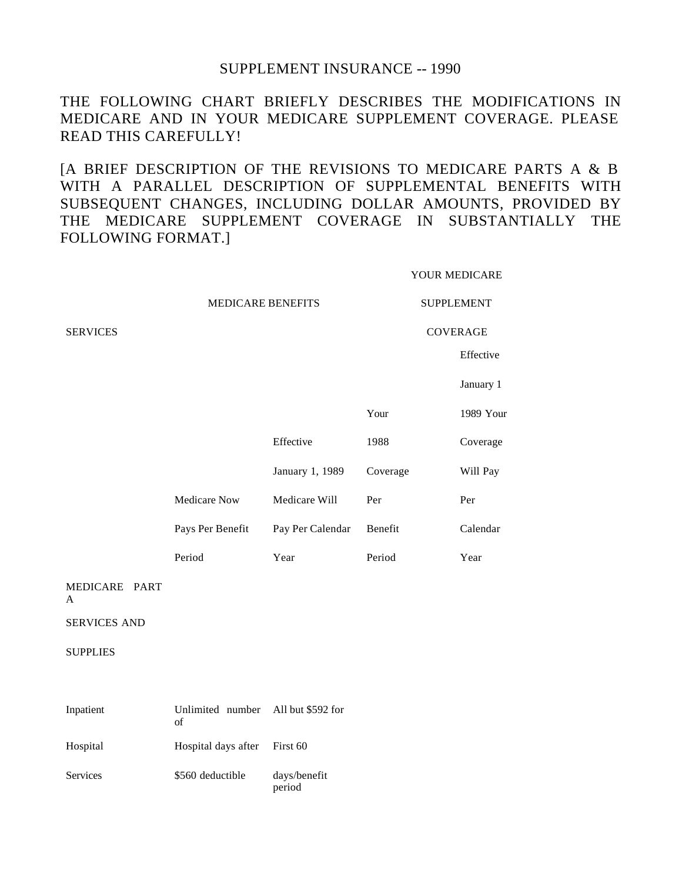SUPPLEMENT INSURANCE -- 1990

THE FOLLOWING CHART BRIEFLY DESCRIBES THE MODIFICATIONS IN MEDICARE AND IN YOUR MEDICARE SUPPLEMENT COVERAGE. PLEASE READ THIS CAREFULLY!

[A BRIEF DESCRIPTION OF THE REVISIONS TO MEDICARE PARTS A & B WITH A PARALLEL DESCRIPTION OF SUPPLEMENTAL BENEFITS WITH SUBSEQUENT CHANGES, INCLUDING DOLLAR AMOUNTS, PROVIDED BY THE MEDICARE SUPPLEMENT COVERAGE IN SUBSTANTIALLY THE FOLLOWING FORMAT.]

| SERVICES | MEDICARE BENEFITS | | YOUR MEDICARE SUPPLEMENT COVERAGE | |
|---|---|---|---|---|
| | Medicare Now Pays Per Benefit Period | Effective January 1, 1989 Medicare Will Pay Per Calendar Year | Your 1988 Coverage Per Benefit Period | Effective January 1 1989 Your Coverage Will Pay Per Calendar Year |
| MEDICARE PART A SERVICES AND SUPPLIES | | | | |
| Inpatient Hospital Services | Unlimited number of Hospital days after $560 deductible | All but $592 for First 60 days/benefit period | | |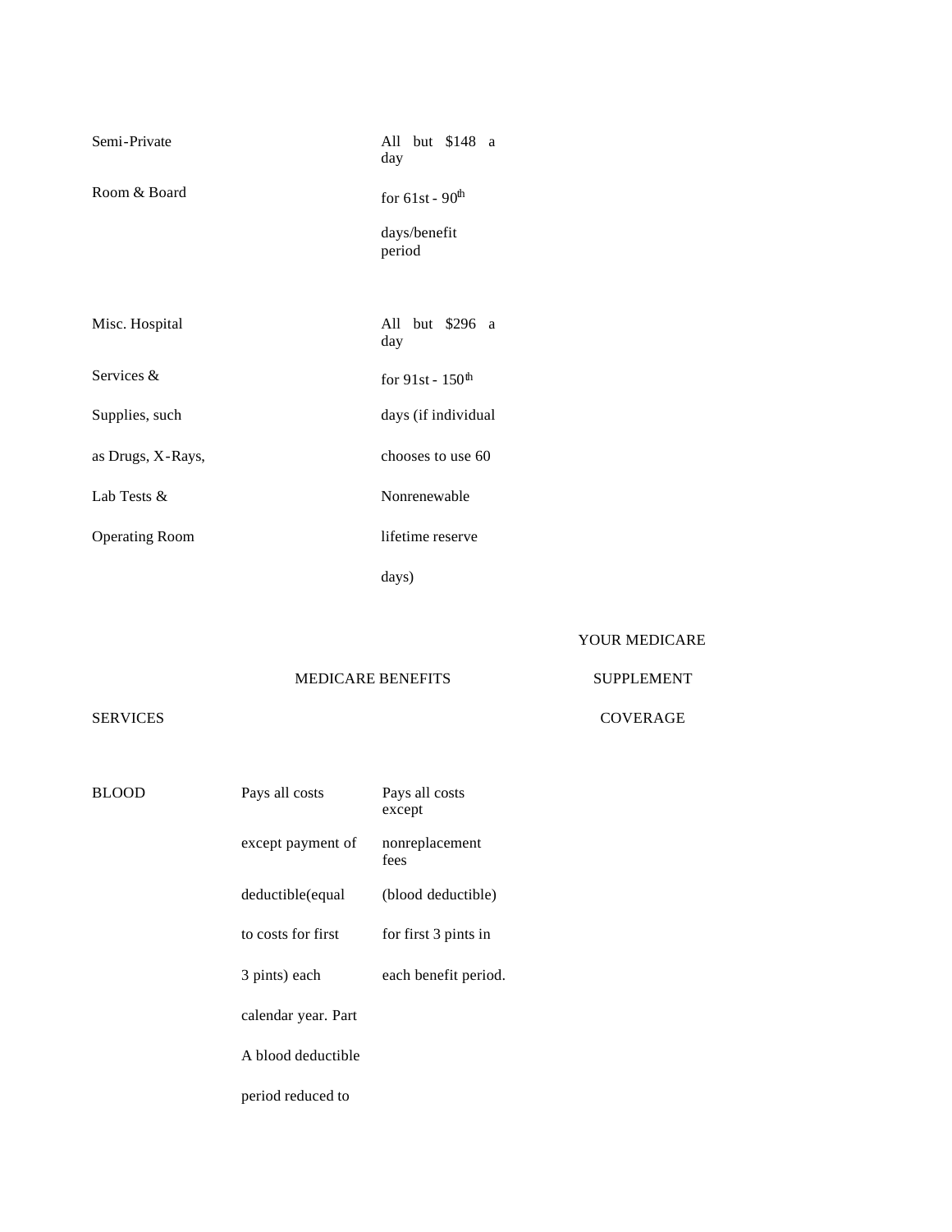| | | |
|---|---|---|
| Semi-Private Room & Board | | All but $148 a day for 61st - 90th days/benefit period |
| Misc. Hospital Services & Supplies, such as Drugs, X-Rays, Lab Tests & Operating Room | | All but $296 a day for 91st - 150th days (if individual chooses to use 60 Nonrenewable lifetime reserve days) |

| SERVICES | MEDICARE BENEFITS | | YOUR MEDICARE SUPPLEMENT COVERAGE |
|---|---|---|---|
| BLOOD | Pays all costs except payment of deductible(equal to costs for first 3 pints) each calendar year. Part A blood deductible period reduced to | Pays all costs except nonreplacement fees (blood deductible) for first 3 pints in each benefit period. | |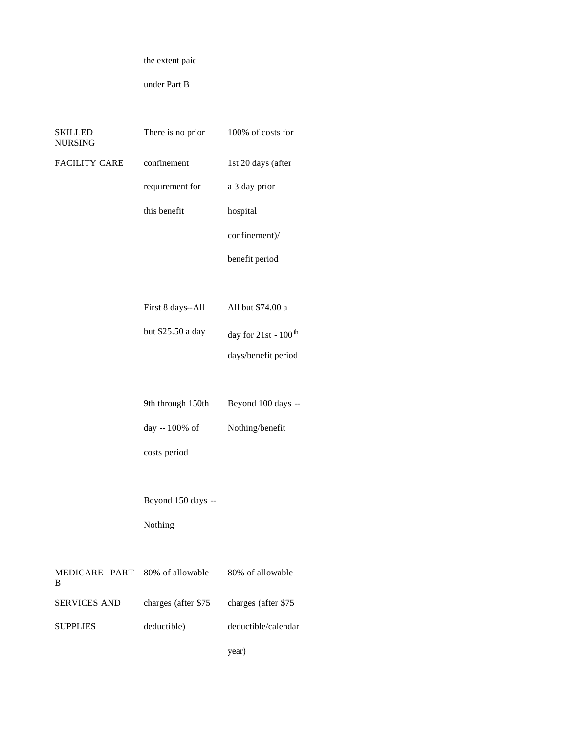| | | |
|---|---|---|
| | the extent paid under Part B | |
| SKILLED NURSING FACILITY CARE | There is no prior confinement requirement for this benefit | 100% of costs for 1st 20 days (after a 3 day prior hospital confinement)/ benefit period |
| | First 8 days--All but $25.50 a day | All but $74.00 a day for 21st - 100th days/benefit period |
| | 9th through 150th day -- 100% of costs period | Beyond 100 days -- Nothing/benefit |
| | Beyond 150 days -- Nothing | |
| MEDICARE PART B SERVICES AND SUPPLIES | 80% of allowable charges (after $75 deductible) | 80% of allowable charges (after $75 deductible/calendar year) |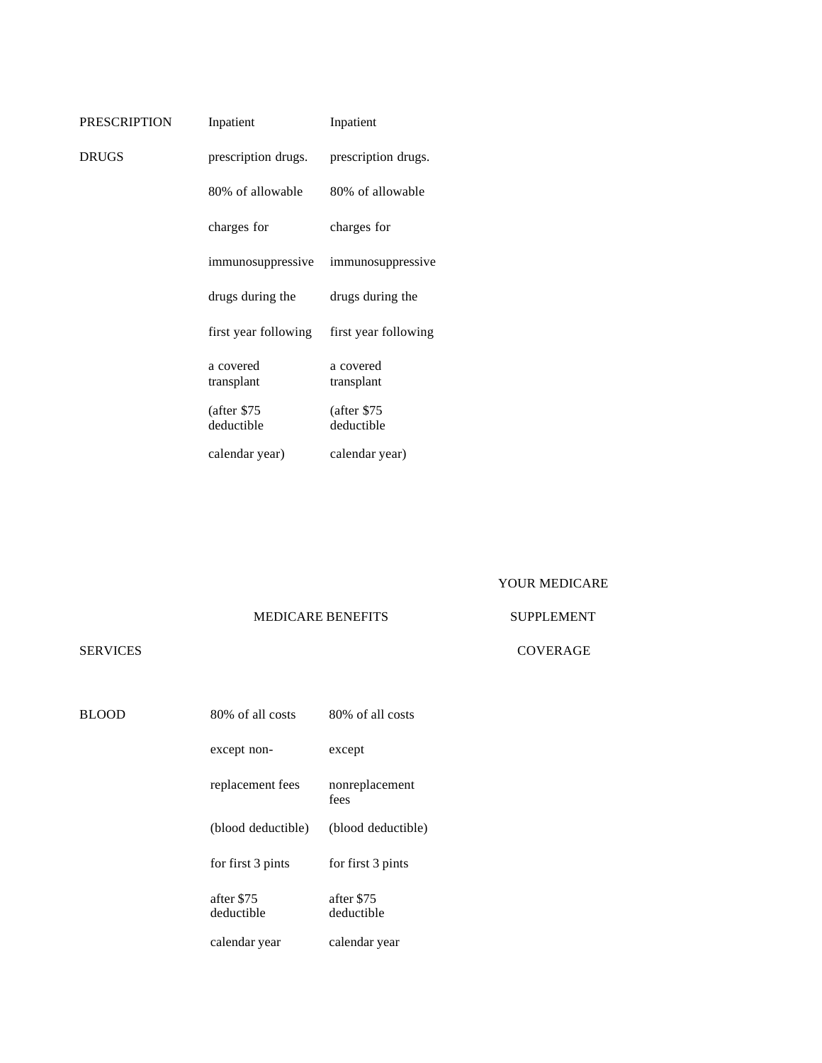| | | | |
|---|---|---|---|
| PRESCRIPTION DRUGS | Inpatient prescription drugs. 80% of allowable charges for immunosuppressive drugs during the first year following a covered transplant (after $75 deductible calendar year) | Inpatient prescription drugs. 80% of allowable charges for immunosuppressive drugs during the first year following a covered transplant (after $75 deductible calendar year) | |

| SERVICES | MEDICARE BENEFITS | | YOUR MEDICARE SUPPLEMENT COVERAGE |
|---|---|---|---|
| BLOOD | 80% of all costs except non-replacement fees (blood deductible) for first 3 pints after $75 deductible calendar year | 80% of all costs except nonreplacement fees (blood deductible) for first 3 pints after $75 deductible calendar year | |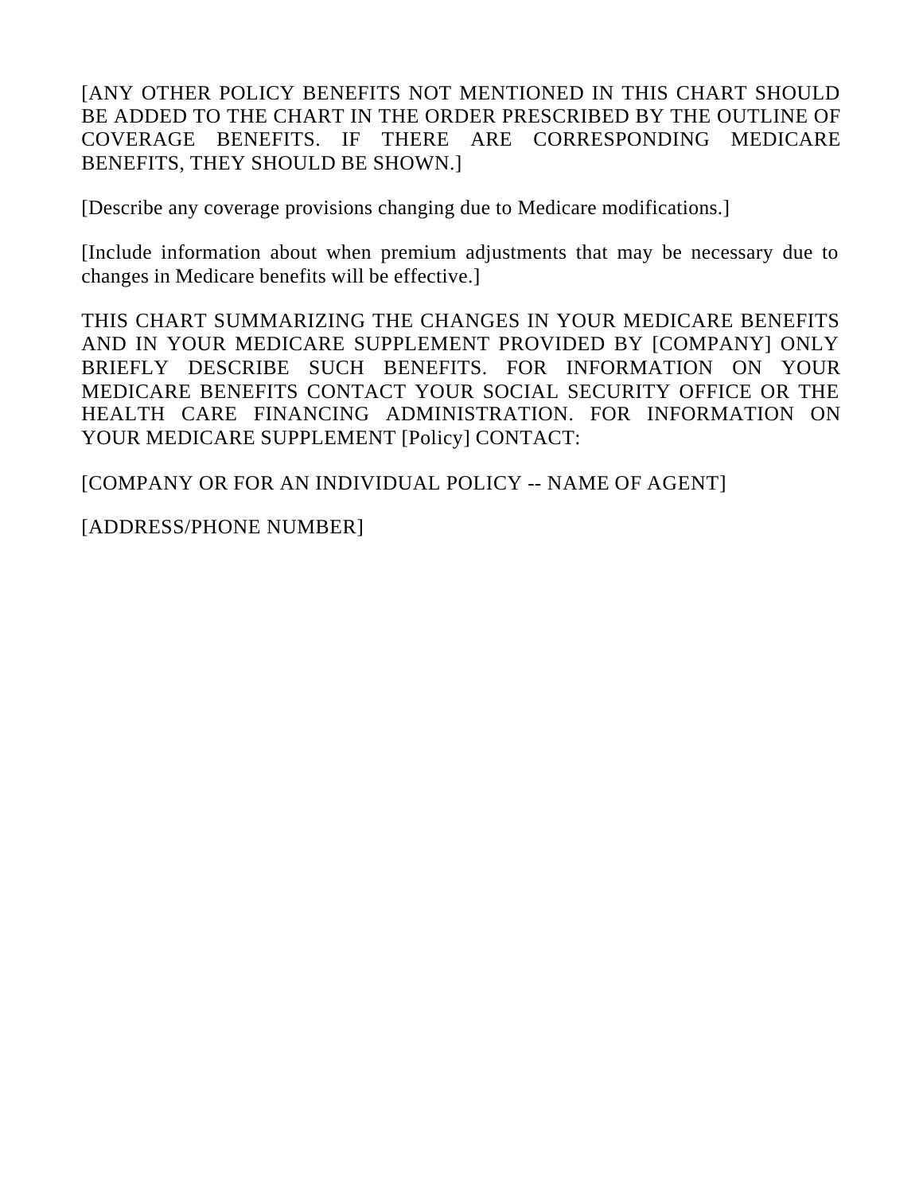[ANY OTHER POLICY BENEFITS NOT MENTIONED IN THIS CHART SHOULD BE ADDED TO THE CHART IN THE ORDER PRESCRIBED BY THE OUTLINE OF COVERAGE BENEFITS. IF THERE ARE CORRESPONDING MEDICARE BENEFITS, THEY SHOULD BE SHOWN.]

[Describe any coverage provisions changing due to Medicare modifications.]

[Include information about when premium adjustments that may be necessary due to changes in Medicare benefits will be effective.]

THIS CHART SUMMARIZING THE CHANGES IN YOUR MEDICARE BENEFITS AND IN YOUR MEDICARE SUPPLEMENT PROVIDED BY [COMPANY] ONLY BRIEFLY DESCRIBE SUCH BENEFITS. FOR INFORMATION ON YOUR MEDICARE BENEFITS CONTACT YOUR SOCIAL SECURITY OFFICE OR THE HEALTH CARE FINANCING ADMINISTRATION. FOR INFORMATION ON YOUR MEDICARE SUPPLEMENT [Policy] CONTACT:

[COMPANY OR FOR AN INDIVIDUAL POLICY -- NAME OF AGENT]

[ADDRESS/PHONE NUMBER]